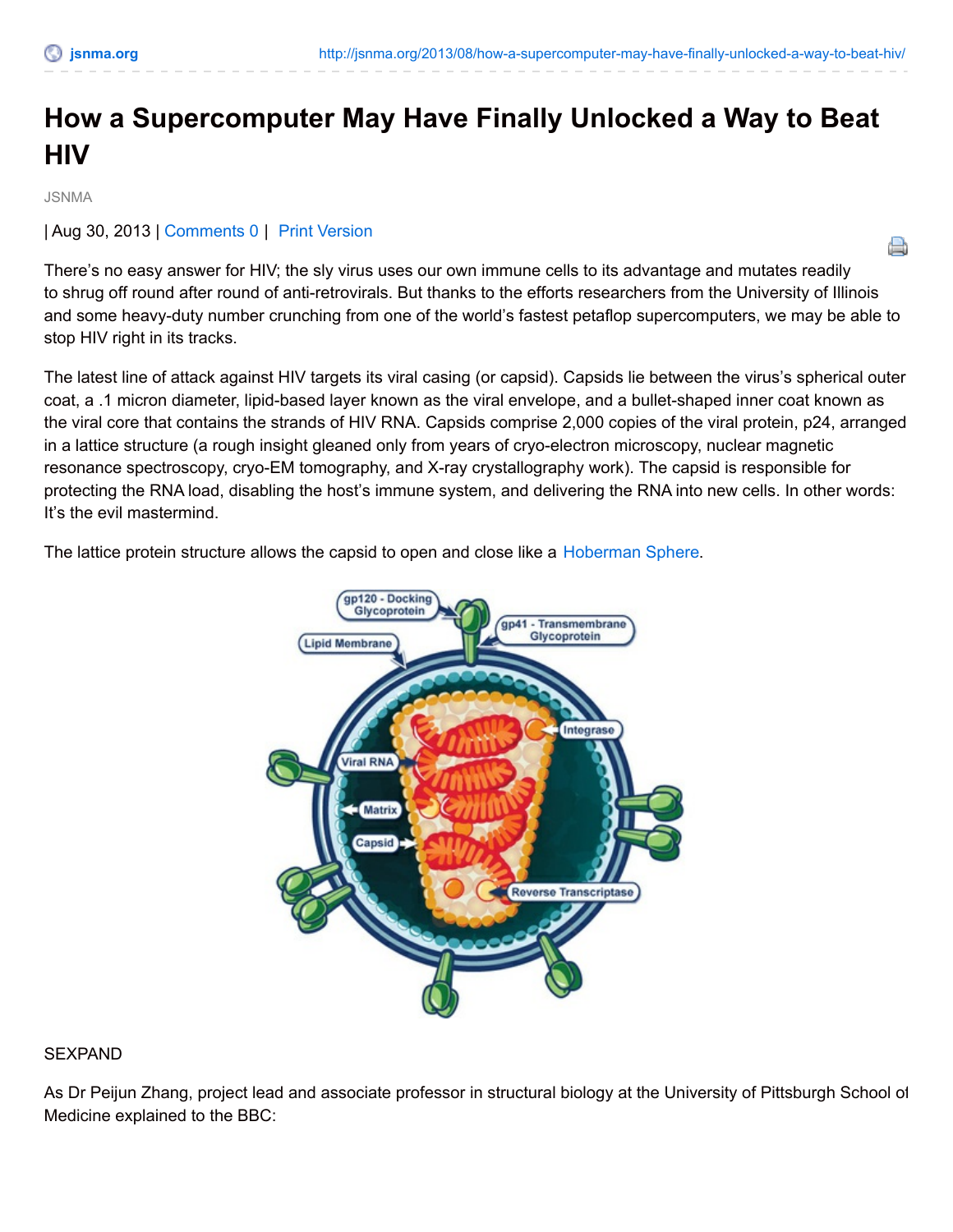# How a Supercomputer May Have Finally Unlocked a Way to Beat HIV

JSNMA

| Aug 30, 2013 | Comments 0 | Print Version

There's no easy answer for HIV; the sly virus uses our own immune cells to its advantage and mutates readily to shrug off round after round of anti-retrovirals. But thanks to the efforts researchers from the University of Illinois and some heavy-duty number crunching from one of the world's fastest petaflop supercomputers, we may be able to stop HIV right in its tracks.

The latest line of attack against HIV targets its viral casing (or capsid). Capsids lie between the virus's spherical outer coat, a .1 micron diameter, lipid-based layer known as the viral envelope, and a bullet-shaped inner coat known as the viral core that contains the strands of HIV RNA. Capsids comprise 2,000 copies of the viral protein, p24, arranged in a lattice structure (a rough insight gleaned only from years of cryo-electron microscopy, nuclear magnetic resonance spectroscopy, cryo-EM tomography, and X-ray crystallography work). The capsid is responsible for protecting the RNA load, disabling the host's immune system, and delivering the RNA into new cells. In other words: It's the evil mastermind.

The lattice protein structure allows the capsid to open and close like a Hoberman Sphere.

SEXPAND

As Dr Peijun Zhang, project lead and associate professor in structural biology at the University of Pittsburgh School of Medicine explained to the BBC: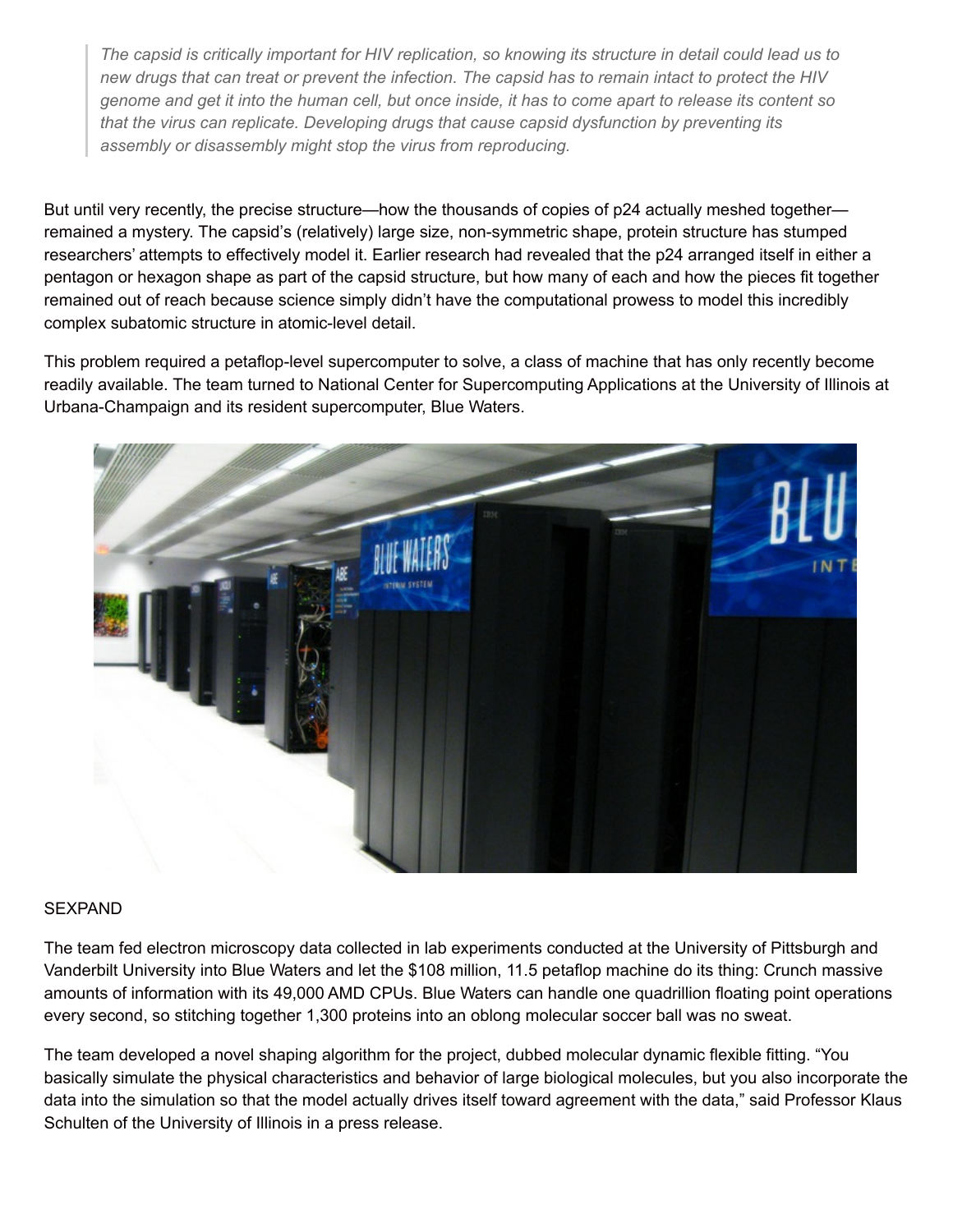> *The capsid is critically important for HIV replication, so knowing its structure in detail could lead us to new drugs that can treat or prevent the infection. The capsid has to remain intact to protect the HIV genome and get it into the human cell, but once inside, it has to come apart to release its content so that the virus can replicate. Developing drugs that cause capsid dysfunction by preventing its assembly or disassembly might stop the virus from reproducing.*

But until very recently, the precise structure—how the thousands of copies of p24 actually meshed together—remained a mystery. The capsid's (relatively) large size, non-symmetric shape, protein structure has stumped researchers' attempts to effectively model it. Earlier research had revealed that the p24 arranged itself in either a pentagon or hexagon shape as part of the capsid structure, but how many of each and how the pieces fit together remained out of reach because science simply didn't have the computational prowess to model this incredibly complex subatomic structure in atomic-level detail.

This problem required a petaflop-level supercomputer to solve, a class of machine that has only recently become readily available. The team turned to National Center for Supercomputing Applications at the University of Illinois at Urbana-Champaign and its resident supercomputer, Blue Waters.

SEXPAND

The team fed electron microscopy data collected in lab experiments conducted at the University of Pittsburgh and Vanderbilt University into Blue Waters and let the $108 million, 11.5 petaflop machine do its thing: Crunch massive amounts of information with its 49,000 AMD CPUs. Blue Waters can handle one quadrillion floating point operations every second, so stitching together 1,300 proteins into an oblong molecular soccer ball was no sweat.

The team developed a novel shaping algorithm for the project, dubbed molecular dynamic flexible fitting. "You basically simulate the physical characteristics and behavior of large biological molecules, but you also incorporate the data into the simulation so that the model actually drives itself toward agreement with the data," said Professor Klaus Schulten of the University of Illinois in a press release.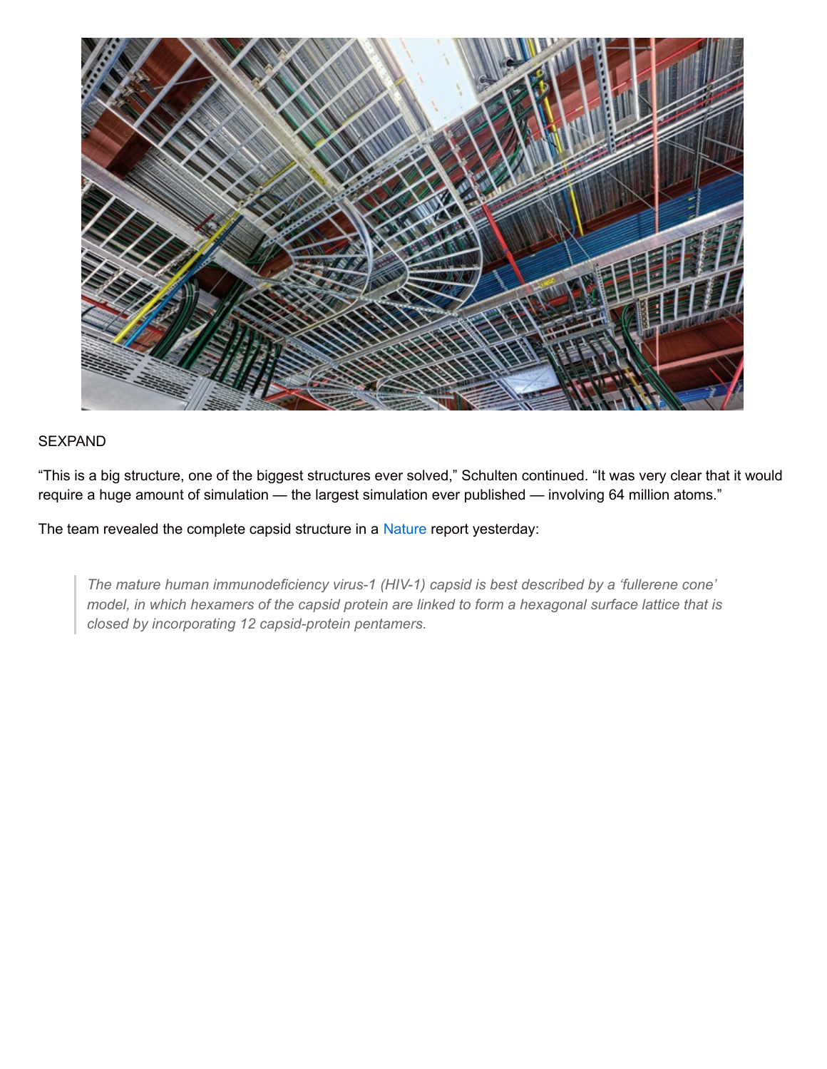SEXPAND

"This is a big structure, one of the biggest structures ever solved," Schulten continued. "It was very clear that it would require a huge amount of simulation — the largest simulation ever published — involving 64 million atoms."

The team revealed the complete capsid structure in a Nature report yesterday:

> *The mature human immunodeficiency virus-1 (HIV-1) capsid is best described by a 'fullerene cone' model, in which hexamers of the capsid protein are linked to form a hexagonal surface lattice that is closed by incorporating 12 capsid-protein pentamers.*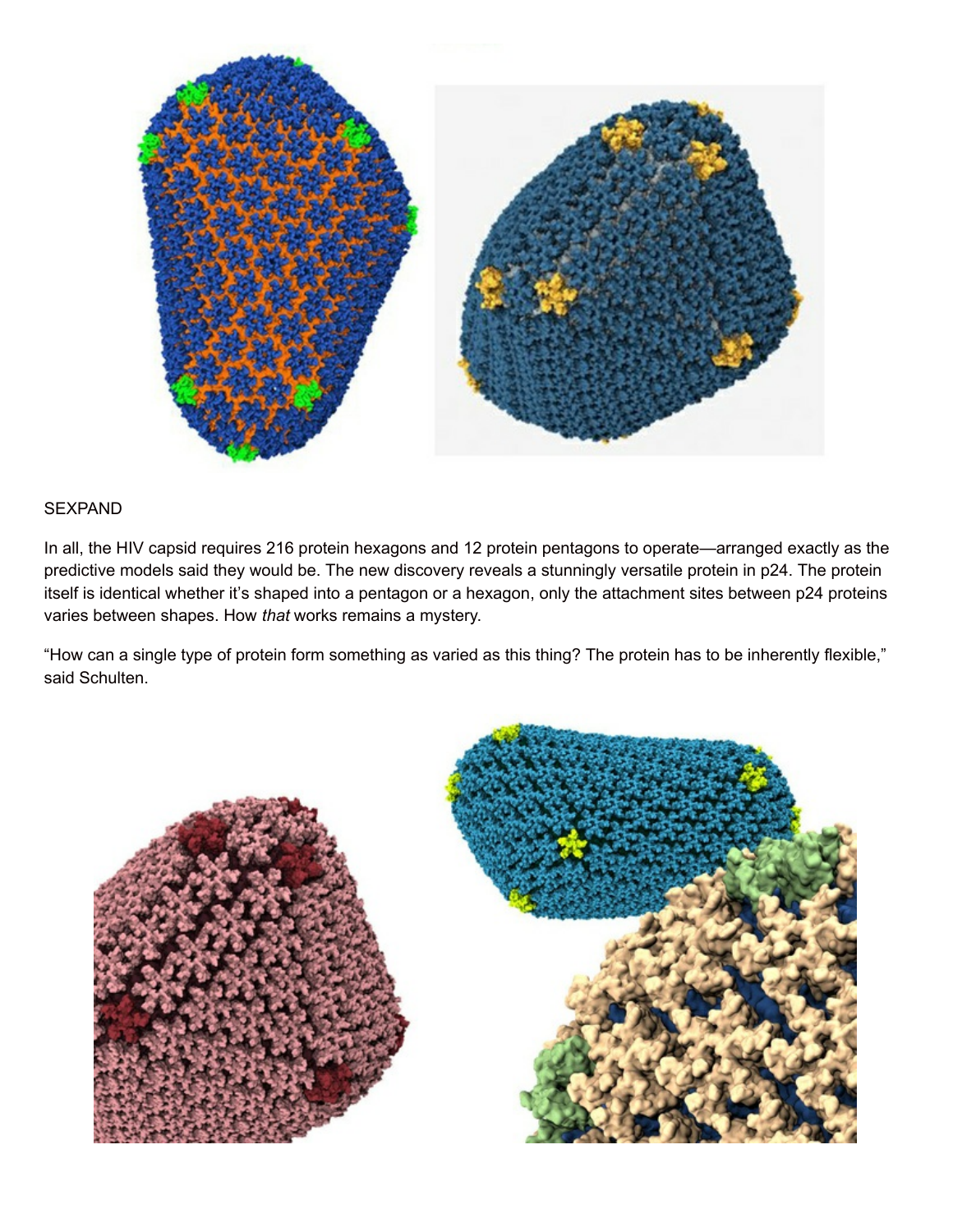SEXPAND

In all, the HIV capsid requires 216 protein hexagons and 12 protein pentagons to operate—arranged exactly as the predictive models said they would be. The new discovery reveals a stunningly versatile protein in p24. The protein itself is identical whether it's shaped into a pentagon or a hexagon, only the attachment sites between p24 proteins varies between shapes. How *that* works remains a mystery.

"How can a single type of protein form something as varied as this thing? The protein has to be inherently flexible," said Schulten.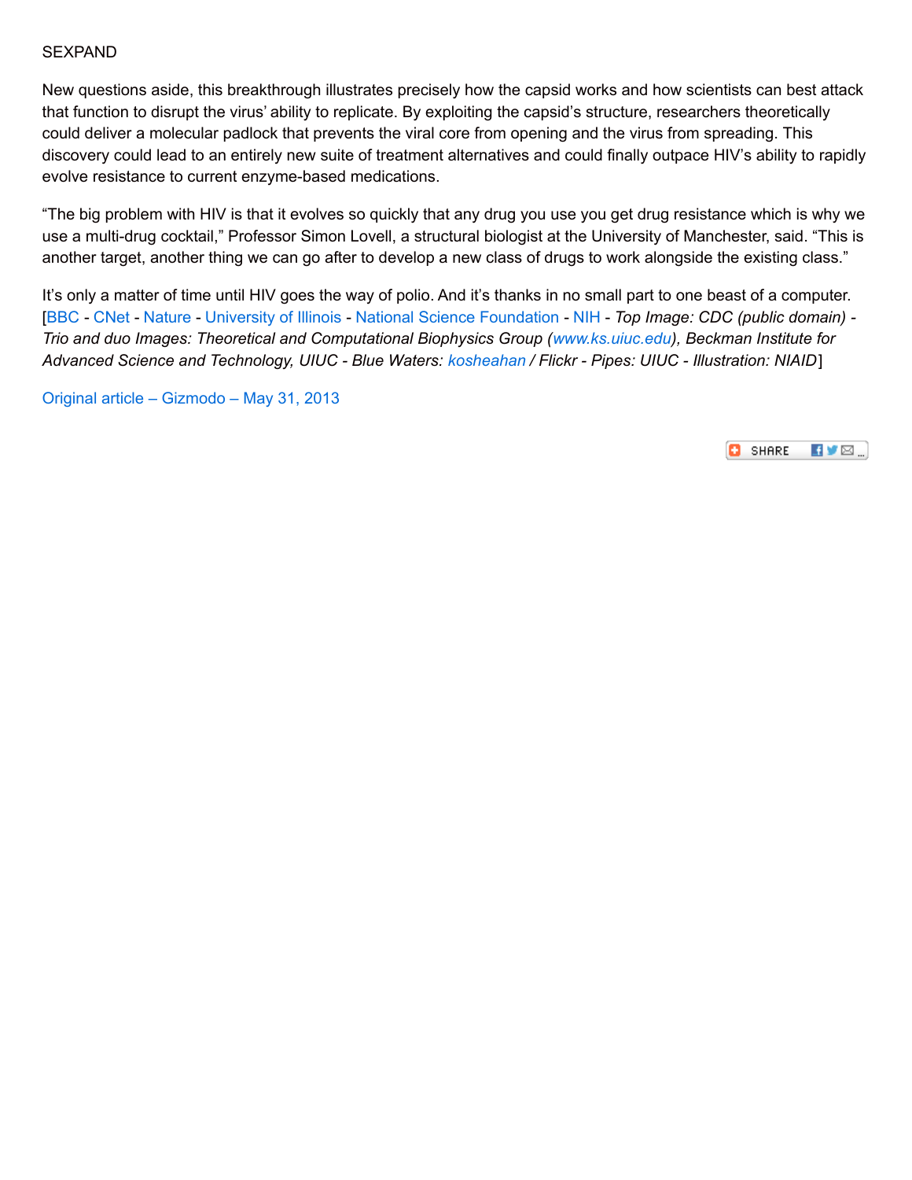SEXPAND

New questions aside, this breakthrough illustrates precisely how the capsid works and how scientists can best attack that function to disrupt the virus' ability to replicate. By exploiting the capsid's structure, researchers theoretically could deliver a molecular padlock that prevents the viral core from opening and the virus from spreading. This discovery could lead to an entirely new suite of treatment alternatives and could finally outpace HIV's ability to rapidly evolve resistance to current enzyme-based medications.

"The big problem with HIV is that it evolves so quickly that any drug you use you get drug resistance which is why we use a multi-drug cocktail," Professor Simon Lovell, a structural biologist at the University of Manchester, said. "This is another target, another thing we can go after to develop a new class of drugs to work alongside the existing class."

It's only a matter of time until HIV goes the way of polio. And it's thanks in no small part to one beast of a computer. [BBC - CNet - Nature - University of Illinois - National Science Foundation - NIH - *Top Image: CDC (public domain) - Trio and duo Images: Theoretical and Computational Biophysics Group (www.ks.uiuc.edu), Beckman Institute for Advanced Science and Technology, UIUC - Blue Waters: kosheahan / Flickr - Pipes: UIUC - Illustration: NIAID*]

Original article – Gizmodo – May 31, 2013

SHARE